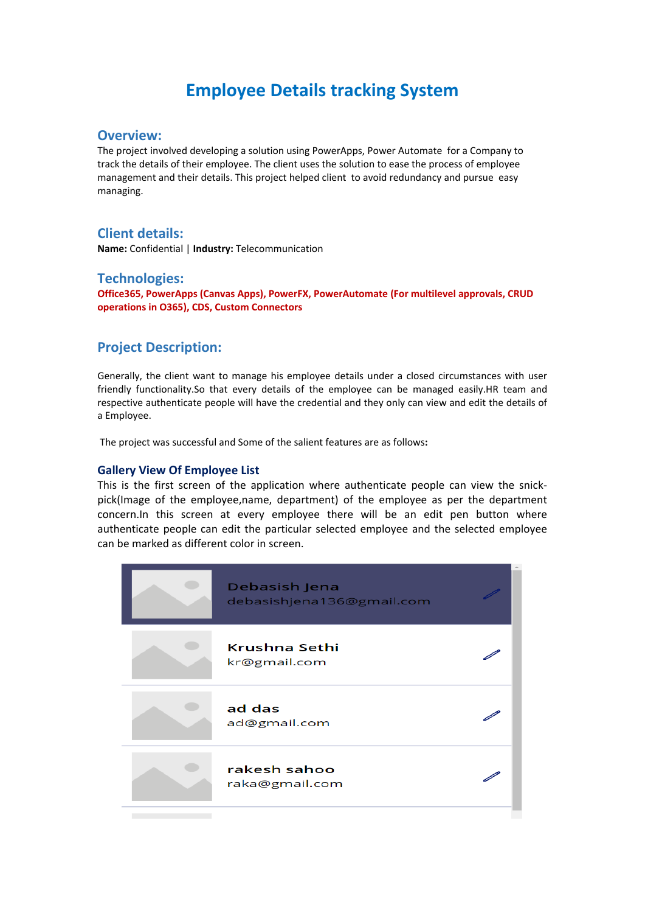# Employee Details tracking System

## Overview:

The project involved developing a solution using PowerApps, Power Automate for a Company to track the details of their employee. The client uses the solution to ease the process of employee management and their details. This project helped client to avoid redundancy and pursue easy managing.

## Client details:

**Name:** Confidential | **Industry:** Telecommunication

## Technologies:

**Office365, PowerApps (Canvas Apps), PowerFX, PowerAutomate (For multilevel approvals, CRUD operations in O365), CDS, Custom Connectors**

## Project Description:

Generally, the client want to manage his employee details under a closed circumstances with user friendly functionality.So that every details of the employee can be managed easily.HR team and respective authenticate people will have the credential and they only can view and edit the details of a Employee.

The project was successful and Some of the salient features are as follows:

### Gallery View Of Employee List

This is the first screen of the application where authenticate people can view the snick-pick(Image of the employee,name, department) of the employee as per the department concern.In this screen at every employee there will be an edit pen button where authenticate people can edit the particular selected employee and the selected employee can be marked as different color in screen.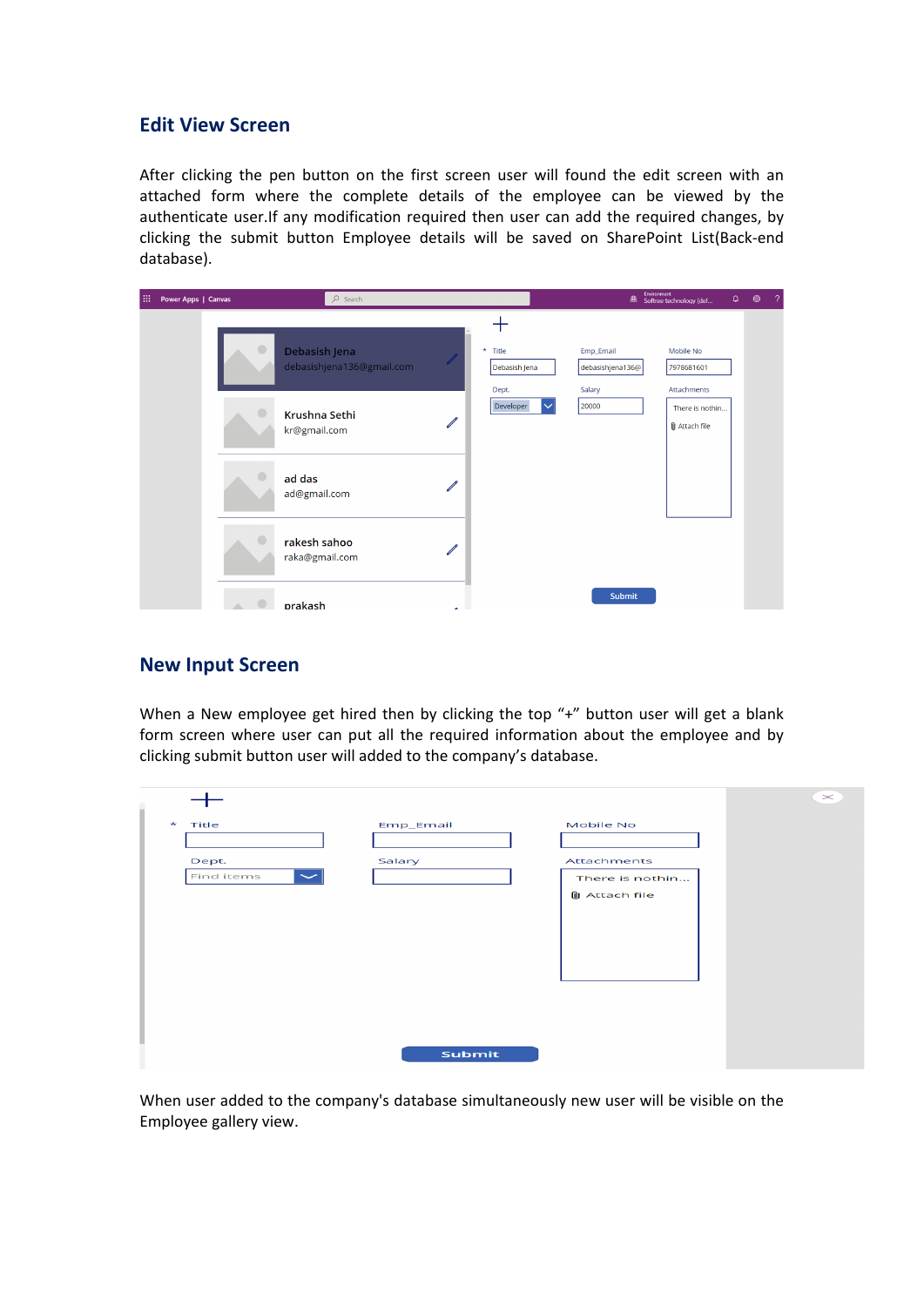## Edit View Screen

After clicking the pen button on the first screen user will found the edit screen with an attached form where the complete details of the employee can be viewed by the authenticate user.If any modification required then user can add the required changes, by clicking the submit button Employee details will be saved on SharePoint List(Back-end database).

## New Input Screen

When a New employee get hired then by clicking the top “+” button user will get a blank form screen where user can put all the required information about the employee and by clicking submit button user will added to the company’s database.

When user added to the company's database simultaneously new user will be visible on the Employee gallery view.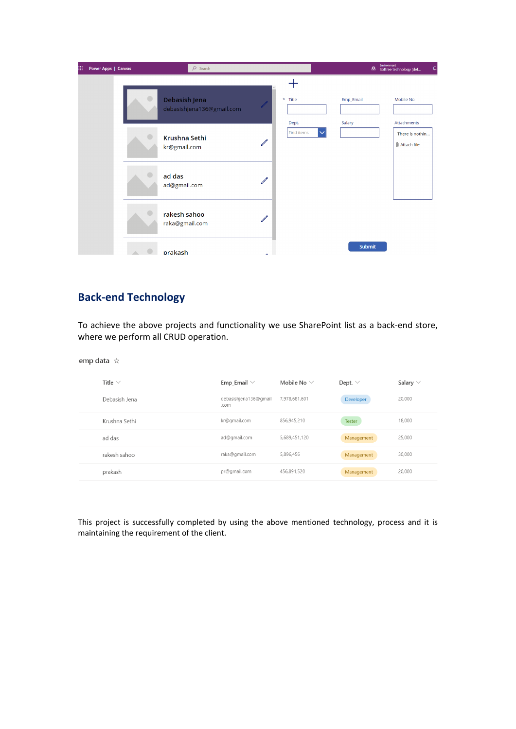## Back-end Technology

To achieve the above projects and functionality we use SharePoint list as a back-end store, where we perform all CRUD operation.

emp data ☆

| Title | Emp_Email | Mobile No | Dept. | Salary |
|---|---|---|---|---|
| Debasish Jena | debasishjena136@gmail.com | 7,978,681,601 | Developer | 20,000 |
| Krushna Sethi | kr@gmail.com | 856,945,210 | Tester | 18,000 |
| ad das | ad@gmail.com | 5,689,451,120 | Management | 25,000 |
| rakesh sahoo | raka@gmail.com | 5,896,456 | Management | 30,000 |
| prakash | pr@gmail.com | 456,891,520 | Management | 20,000 |

This project is successfully completed by using the above mentioned technology, process and it is maintaining the requirement of the client.